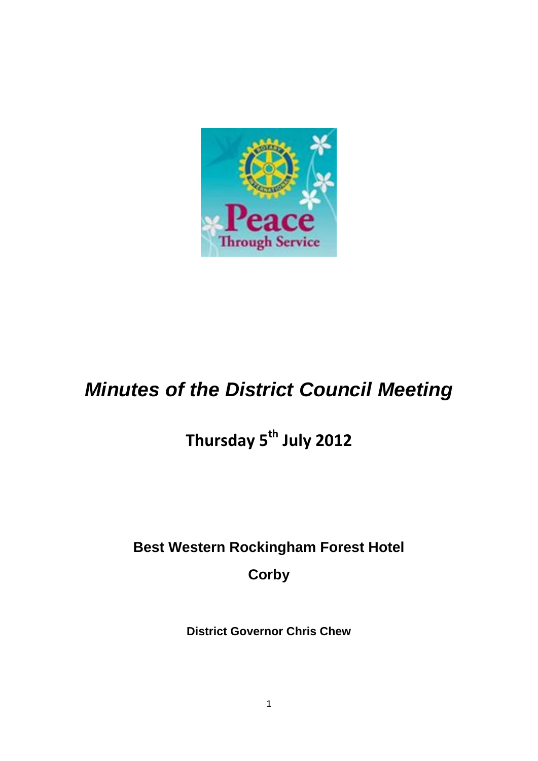# *Minutes of the District Council Meeting*

## Thursday 5th July 2012

**Best Western Rockingham Forest Hotel**

**Corby**

**District Governor Chris Chew**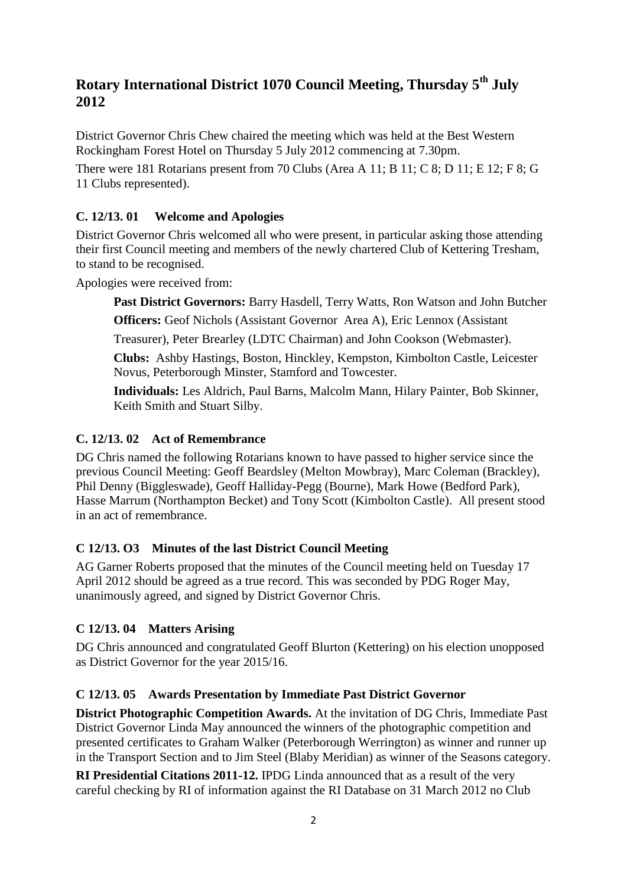# Rotary International District 1070 Council Meeting, Thursday 5th July 2012

District Governor Chris Chew chaired the meeting which was held at the Best Western Rockingham Forest Hotel on Thursday 5 July 2012 commencing at 7.30pm.

There were 181 Rotarians present from 70 Clubs (Area A 11; B 11; C 8; D 11; E 12; F 8; G 11 Clubs represented).

### C. 12/13. 01 Welcome and Apologies

District Governor Chris welcomed all who were present, in particular asking those attending their first Council meeting and members of the newly chartered Club of Kettering Tresham, to stand to be recognised.

Apologies were received from:

**Past District Governors:** Barry Hasdell, Terry Watts, Ron Watson and John Butcher

**Officers:** Geof Nichols (Assistant Governor Area A), Eric Lennox (Assistant Treasurer), Peter Brearley (LDTC Chairman) and John Cookson (Webmaster).

**Clubs:** Ashby Hastings, Boston, Hinckley, Kempston, Kimbolton Castle, Leicester Novus, Peterborough Minster, Stamford and Towcester.

**Individuals:** Les Aldrich, Paul Barns, Malcolm Mann, Hilary Painter, Bob Skinner, Keith Smith and Stuart Silby.

### C. 12/13. 02 Act of Remembrance

DG Chris named the following Rotarians known to have passed to higher service since the previous Council Meeting: Geoff Beardsley (Melton Mowbray), Marc Coleman (Brackley), Phil Denny (Biggleswade), Geoff Halliday-Pegg (Bourne), Mark Howe (Bedford Park), Hasse Marrum (Northampton Becket) and Tony Scott (Kimbolton Castle). All present stood in an act of remembrance.

### C 12/13. O3 Minutes of the last District Council Meeting

AG Garner Roberts proposed that the minutes of the Council meeting held on Tuesday 17 April 2012 should be agreed as a true record. This was seconded by PDG Roger May, unanimously agreed, and signed by District Governor Chris.

### C 12/13. 04 Matters Arising

DG Chris announced and congratulated Geoff Blurton (Kettering) on his election unopposed as District Governor for the year 2015/16.

### C 12/13. 05 Awards Presentation by Immediate Past District Governor

**District Photographic Competition Awards.** At the invitation of DG Chris, Immediate Past District Governor Linda May announced the winners of the photographic competition and presented certificates to Graham Walker (Peterborough Werrington) as winner and runner up in the Transport Section and to Jim Steel (Blaby Meridian) as winner of the Seasons category.

**RI Presidential Citations 2011-12.** IPDG Linda announced that as a result of the very careful checking by RI of information against the RI Database on 31 March 2012 no Club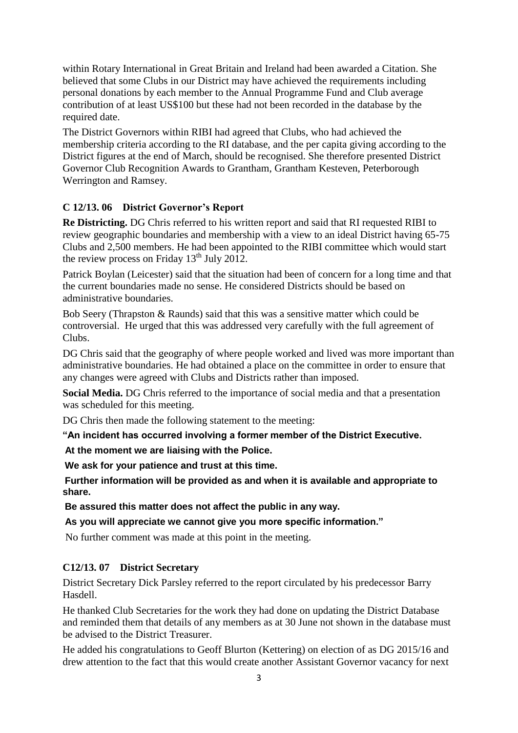within Rotary International in Great Britain and Ireland had been awarded a Citation. She believed that some Clubs in our District may have achieved the requirements including personal donations by each member to the Annual Programme Fund and Club average contribution of at least US$100 but these had not been recorded in the database by the required date.

The District Governors within RIBI had agreed that Clubs, who had achieved the membership criteria according to the RI database, and the per capita giving according to the District figures at the end of March, should be recognised. She therefore presented District Governor Club Recognition Awards to Grantham, Grantham Kesteven, Peterborough Werrington and Ramsey.

### C 12/13. 06 District Governor's Report

**Re Districting.** DG Chris referred to his written report and said that RI requested RIBI to review geographic boundaries and membership with a view to an ideal District having 65-75 Clubs and 2,500 members. He had been appointed to the RIBI committee which would start the review process on Friday 13th July 2012.

Patrick Boylan (Leicester) said that the situation had been of concern for a long time and that the current boundaries made no sense. He considered Districts should be based on administrative boundaries.

Bob Seery (Thrapston & Raunds) said that this was a sensitive matter which could be controversial. He urged that this was addressed very carefully with the full agreement of Clubs.

DG Chris said that the geography of where people worked and lived was more important than administrative boundaries. He had obtained a place on the committee in order to ensure that any changes were agreed with Clubs and Districts rather than imposed.

**Social Media.** DG Chris referred to the importance of social media and that a presentation was scheduled for this meeting.

DG Chris then made the following statement to the meeting:

**"An incident has occurred involving a former member of the District Executive.**

**At the moment we are liaising with the Police.**

**We ask for your patience and trust at this time.**

**Further information will be provided as and when it is available and appropriate to share.**

**Be assured this matter does not affect the public in any way.**

**As you will appreciate we cannot give you more specific information."**

No further comment was made at this point in the meeting.

### C12/13. 07 District Secretary

District Secretary Dick Parsley referred to the report circulated by his predecessor Barry Hasdell.

He thanked Club Secretaries for the work they had done on updating the District Database and reminded them that details of any members as at 30 June not shown in the database must be advised to the District Treasurer.

He added his congratulations to Geoff Blurton (Kettering) on election of as DG 2015/16 and drew attention to the fact that this would create another Assistant Governor vacancy for next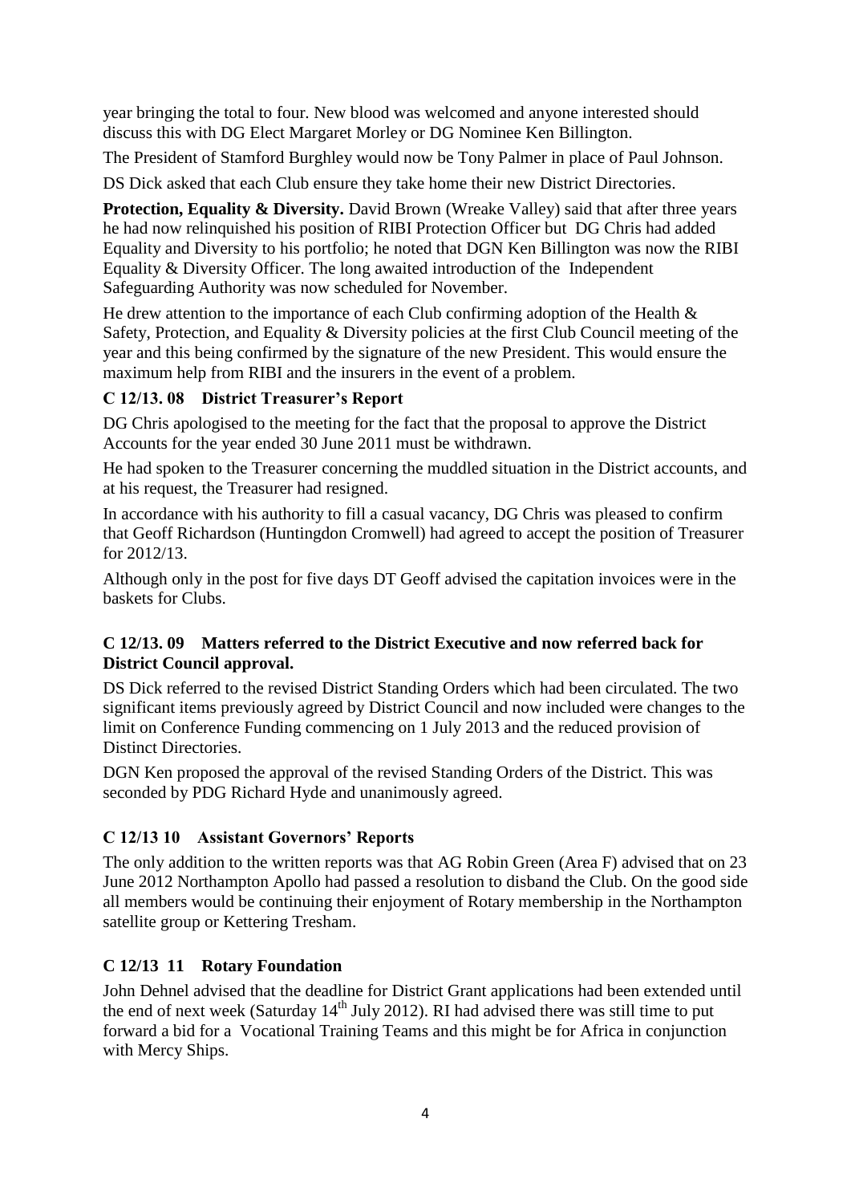year bringing the total to four. New blood was welcomed and anyone interested should discuss this with DG Elect Margaret Morley or DG Nominee Ken Billington.

The President of Stamford Burghley would now be Tony Palmer in place of Paul Johnson.

DS Dick asked that each Club ensure they take home their new District Directories.

**Protection, Equality & Diversity.** David Brown (Wreake Valley) said that after three years he had now relinquished his position of RIBI Protection Officer but DG Chris had added Equality and Diversity to his portfolio; he noted that DGN Ken Billington was now the RIBI Equality & Diversity Officer. The long awaited introduction of the Independent Safeguarding Authority was now scheduled for November.

He drew attention to the importance of each Club confirming adoption of the Health & Safety, Protection, and Equality & Diversity policies at the first Club Council meeting of the year and this being confirmed by the signature of the new President. This would ensure the maximum help from RIBI and the insurers in the event of a problem.

### C 12/13. 08 District Treasurer's Report

DG Chris apologised to the meeting for the fact that the proposal to approve the District Accounts for the year ended 30 June 2011 must be withdrawn.

He had spoken to the Treasurer concerning the muddled situation in the District accounts, and at his request, the Treasurer had resigned.

In accordance with his authority to fill a casual vacancy, DG Chris was pleased to confirm that Geoff Richardson (Huntingdon Cromwell) had agreed to accept the position of Treasurer for 2012/13.

Although only in the post for five days DT Geoff advised the capitation invoices were in the baskets for Clubs.

### C 12/13. 09 Matters referred to the District Executive and now referred back for District Council approval.

DS Dick referred to the revised District Standing Orders which had been circulated. The two significant items previously agreed by District Council and now included were changes to the limit on Conference Funding commencing on 1 July 2013 and the reduced provision of Distinct Directories.

DGN Ken proposed the approval of the revised Standing Orders of the District. This was seconded by PDG Richard Hyde and unanimously agreed.

### C 12/13 10 Assistant Governors' Reports

The only addition to the written reports was that AG Robin Green (Area F) advised that on 23 June 2012 Northampton Apollo had passed a resolution to disband the Club. On the good side all members would be continuing their enjoyment of Rotary membership in the Northampton satellite group or Kettering Tresham.

### C 12/13 11 Rotary Foundation

John Dehnel advised that the deadline for District Grant applications had been extended until the end of next week (Saturday 14th July 2012). RI had advised there was still time to put forward a bid for a Vocational Training Teams and this might be for Africa in conjunction with Mercy Ships.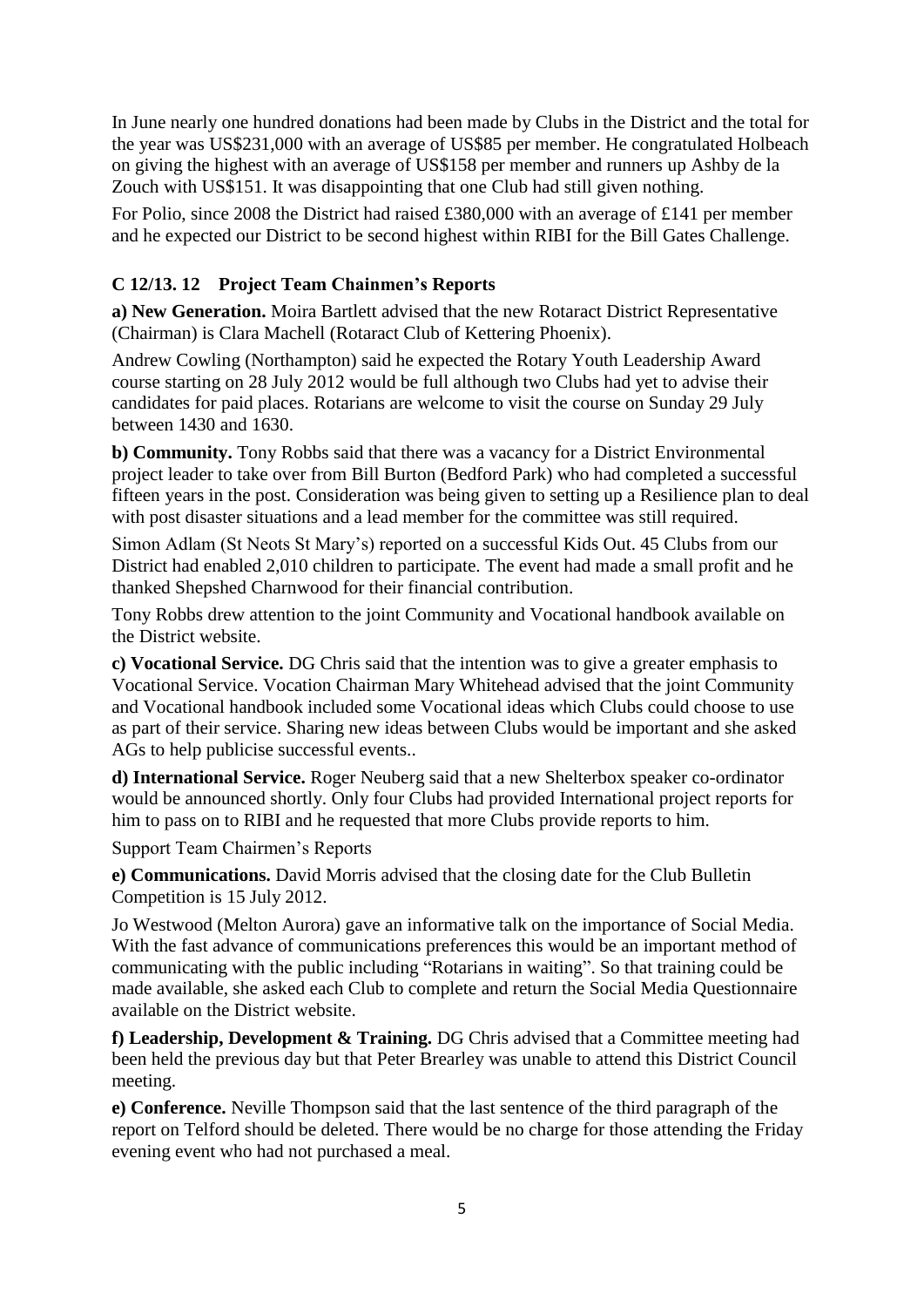In June nearly one hundred donations had been made by Clubs in the District and the total for the year was US$231,000 with an average of US$85 per member. He congratulated Holbeach on giving the highest with an average of US$158 per member and runners up Ashby de la Zouch with US$151. It was disappointing that one Club had still given nothing.

For Polio, since 2008 the District had raised £380,000 with an average of £141 per member and he expected our District to be second highest within RIBI for the Bill Gates Challenge.

### C 12/13. 12 Project Team Chainmen's Reports

**a) New Generation.** Moira Bartlett advised that the new Rotaract District Representative (Chairman) is Clara Machell (Rotaract Club of Kettering Phoenix).

Andrew Cowling (Northampton) said he expected the Rotary Youth Leadership Award course starting on 28 July 2012 would be full although two Clubs had yet to advise their candidates for paid places. Rotarians are welcome to visit the course on Sunday 29 July between 1430 and 1630.

**b) Community.** Tony Robbs said that there was a vacancy for a District Environmental project leader to take over from Bill Burton (Bedford Park) who had completed a successful fifteen years in the post. Consideration was being given to setting up a Resilience plan to deal with post disaster situations and a lead member for the committee was still required.

Simon Adlam (St Neots St Mary's) reported on a successful Kids Out. 45 Clubs from our District had enabled 2,010 children to participate. The event had made a small profit and he thanked Shepshed Charnwood for their financial contribution.

Tony Robbs drew attention to the joint Community and Vocational handbook available on the District website.

**c) Vocational Service.** DG Chris said that the intention was to give a greater emphasis to Vocational Service. Vocation Chairman Mary Whitehead advised that the joint Community and Vocational handbook included some Vocational ideas which Clubs could choose to use as part of their service. Sharing new ideas between Clubs would be important and she asked AGs to help publicise successful events..

**d) International Service.** Roger Neuberg said that a new Shelterbox speaker co-ordinator would be announced shortly. Only four Clubs had provided International project reports for him to pass on to RIBI and he requested that more Clubs provide reports to him.

Support Team Chairmen's Reports

**e) Communications.** David Morris advised that the closing date for the Club Bulletin Competition is 15 July 2012.

Jo Westwood (Melton Aurora) gave an informative talk on the importance of Social Media. With the fast advance of communications preferences this would be an important method of communicating with the public including "Rotarians in waiting". So that training could be made available, she asked each Club to complete and return the Social Media Questionnaire available on the District website.

**f) Leadership, Development & Training.** DG Chris advised that a Committee meeting had been held the previous day but that Peter Brearley was unable to attend this District Council meeting.

**e) Conference.** Neville Thompson said that the last sentence of the third paragraph of the report on Telford should be deleted. There would be no charge for those attending the Friday evening event who had not purchased a meal.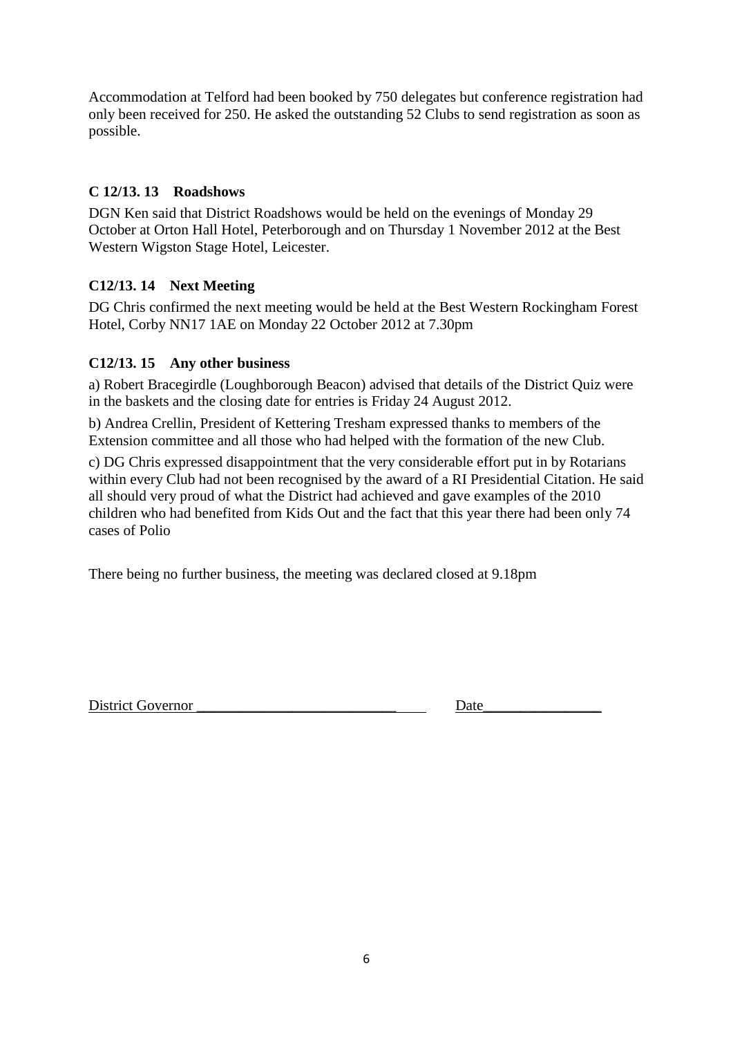Accommodation at Telford had been booked by 750 delegates but conference registration had only been received for 250. He asked the outstanding 52 Clubs to send registration as soon as possible.

### C 12/13. 13 Roadshows

DGN Ken said that District Roadshows would be held on the evenings of Monday 29 October at Orton Hall Hotel, Peterborough and on Thursday 1 November 2012 at the Best Western Wigston Stage Hotel, Leicester.

### C12/13. 14 Next Meeting

DG Chris confirmed the next meeting would be held at the Best Western Rockingham Forest Hotel, Corby NN17 1AE on Monday 22 October 2012 at 7.30pm

### C12/13. 15 Any other business

a) Robert Bracegirdle (Loughborough Beacon) advised that details of the District Quiz were in the baskets and the closing date for entries is Friday 24 August 2012.

b) Andrea Crellin, President of Kettering Tresham expressed thanks to members of the Extension committee and all those who had helped with the formation of the new Club.

c) DG Chris expressed disappointment that the very considerable effort put in by Rotarians within every Club had not been recognised by the award of a RI Presidential Citation. He said all should very proud of what the District had achieved and gave examples of the 2010 children who had benefited from Kids Out and the fact that this year there had been only 74 cases of Polio

There being no further business, the meeting was declared closed at 9.18pm

District Governor ____________________________ Date________________